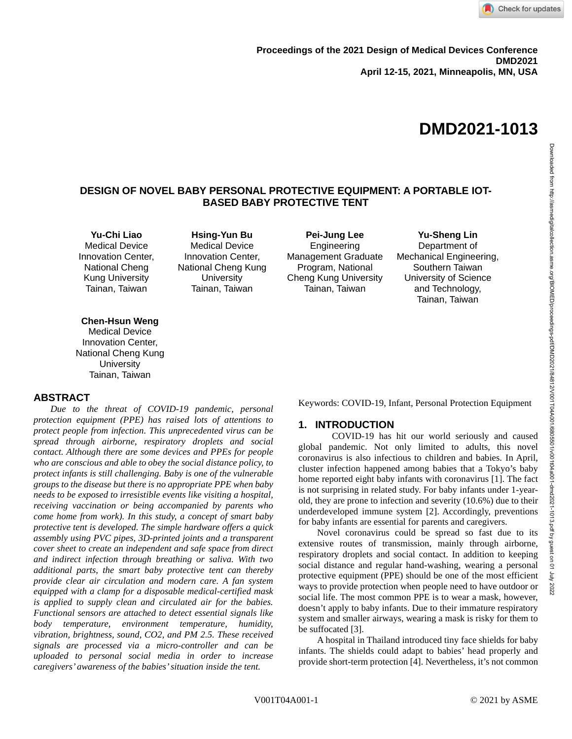Proceedings of the 2021 Design of Medical Devices Conference
DMD2021
April 12-15, 2021, Minneapolis, MN, USA

# DMD2021-1013

## DESIGN OF NOVEL BABY PERSONAL PROTECTIVE EQUIPMENT: A PORTABLE IOT-BASED BABY PROTECTIVE TENT

**Yu-Chi Liao**
Medical Device Innovation Center, National Cheng Kung University
Tainan, Taiwan

**Hsing-Yun Bu**
Medical Device Innovation Center, National Cheng Kung University
Tainan, Taiwan

**Pei-Jung Lee**
Engineering Management Graduate Program, National Cheng Kung University
Tainan, Taiwan

**Yu-Sheng Lin**
Department of Mechanical Engineering, Southern Taiwan University of Science and Technology,
Tainan, Taiwan

**Chen-Hsun Weng**
Medical Device Innovation Center, National Cheng Kung University
Tainan, Taiwan

## ABSTRACT

*Due to the threat of COVID-19 pandemic, personal protection equipment (PPE) has raised lots of attentions to protect people from infection. This unprecedented virus can be spread through airborne, respiratory droplets and social contact. Although there are some devices and PPEs for people who are conscious and able to obey the social distance policy, to protect infants is still challenging. Baby is one of the vulnerable groups to the disease but there is no appropriate PPE when baby needs to be exposed to irresistible events like visiting a hospital, receiving vaccination or being accompanied by parents who come home from work). In this study, a concept of smart baby protective tent is developed. The simple hardware offers a quick assembly using PVC pipes, 3D-printed joints and a transparent cover sheet to create an independent and safe space from direct and indirect infection through breathing or saliva. With two additional parts, the smart baby protective tent can thereby provide clear air circulation and modern care. A fan system equipped with a clamp for a disposable medical-certified mask is applied to supply clean and circulated air for the babies. Functional sensors are attached to detect essential signals like body temperature, environment temperature, humidity, vibration, brightness, sound, CO2, and PM 2.5. These received signals are processed via a micro-controller and can be uploaded to personal social media in order to increase caregivers' awareness of the babies' situation inside the tent.*

Keywords: COVID-19, Infant, Personal Protection Equipment

## 1. INTRODUCTION

COVID-19 has hit our world seriously and caused global pandemic. Not only limited to adults, this novel coronavirus is also infectious to children and babies. In April, cluster infection happened among babies that a Tokyo's baby home reported eight baby infants with coronavirus [1]. The fact is not surprising in related study. For baby infants under 1-year-old, they are prone to infection and severity (10.6%) due to their underdeveloped immune system [2]. Accordingly, preventions for baby infants are essential for parents and caregivers.

Novel coronavirus could be spread so fast due to its extensive routes of transmission, mainly through airborne, respiratory droplets and social contact. In addition to keeping social distance and regular hand-washing, wearing a personal protective equipment (PPE) should be one of the most efficient ways to provide protection when people need to have outdoor or social life. The most common PPE is to wear a mask, however, doesn't apply to baby infants. Due to their immature respiratory system and smaller airways, wearing a mask is risky for them to be suffocated [3].

A hospital in Thailand introduced tiny face shields for baby infants. The shields could adapt to babies' head properly and provide short-term protection [4]. Nevertheless, it's not common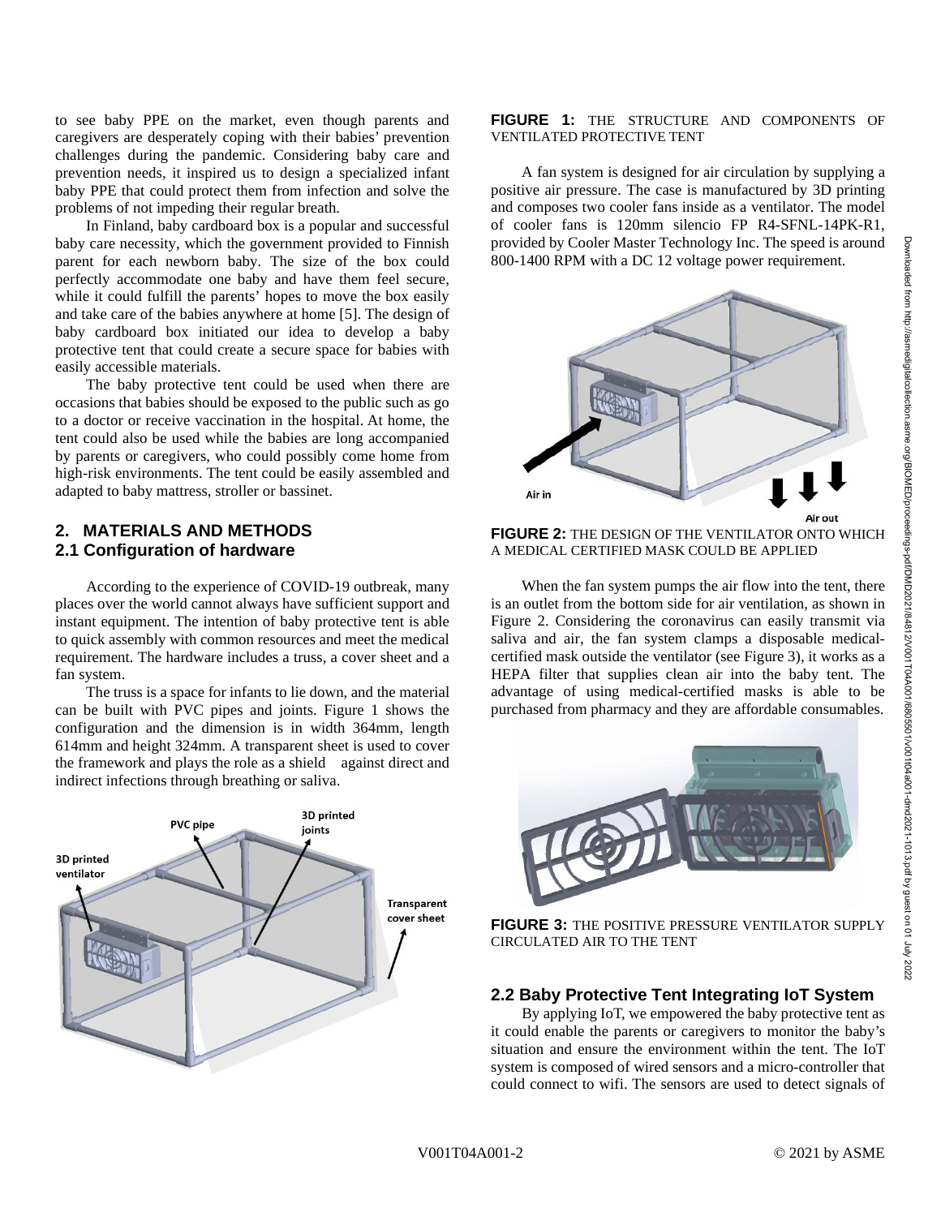to see baby PPE on the market, even though parents and caregivers are desperately coping with their babies' prevention challenges during the pandemic. Considering baby care and prevention needs, it inspired us to design a specialized infant baby PPE that could protect them from infection and solve the problems of not impeding their regular breath.

In Finland, baby cardboard box is a popular and successful baby care necessity, which the government provided to Finnish parent for each newborn baby. The size of the box could perfectly accommodate one baby and have them feel secure, while it could fulfill the parents' hopes to move the box easily and take care of the babies anywhere at home [5]. The design of baby cardboard box initiated our idea to develop a baby protective tent that could create a secure space for babies with easily accessible materials.

The baby protective tent could be used when there are occasions that babies should be exposed to the public such as go to a doctor or receive vaccination in the hospital. At home, the tent could also be used while the babies are long accompanied by parents or caregivers, who could possibly come home from high-risk environments. The tent could be easily assembled and adapted to baby mattress, stroller or bassinet.

## 2. MATERIALS AND METHODS

### 2.1 Configuration of hardware

According to the experience of COVID-19 outbreak, many places over the world cannot always have sufficient support and instant equipment. The intention of baby protective tent is able to quick assembly with common resources and meet the medical requirement. The hardware includes a truss, a cover sheet and a fan system.

The truss is a space for infants to lie down, and the material can be built with PVC pipes and joints. Figure 1 shows the configuration and the dimension is in width 364mm, length 614mm and height 324mm. A transparent sheet is used to cover the framework and plays the role as a shield against direct and indirect infections through breathing or saliva.

**FIGURE 1:** THE STRUCTURE AND COMPONENTS OF VENTILATED PROTECTIVE TENT

A fan system is designed for air circulation by supplying a positive air pressure. The case is manufactured by 3D printing and composes two cooler fans inside as a ventilator. The model of cooler fans is 120mm silencio FP R4-SFNL-14PK-R1, provided by Cooler Master Technology Inc. The speed is around 800-1400 RPM with a DC 12 voltage power requirement.

**FIGURE 2:** THE DESIGN OF THE VENTILATOR ONTO WHICH A MEDICAL CERTIFIED MASK COULD BE APPLIED

When the fan system pumps the air flow into the tent, there is an outlet from the bottom side for air ventilation, as shown in Figure 2. Considering the coronavirus can easily transmit via saliva and air, the fan system clamps a disposable medical-certified mask outside the ventilator (see Figure 3), it works as a HEPA filter that supplies clean air into the baby tent. The advantage of using medical-certified masks is able to be purchased from pharmacy and they are affordable consumables.

**FIGURE 3:** THE POSITIVE PRESSURE VENTILATOR SUPPLY CIRCULATED AIR TO THE TENT

### 2.2 Baby Protective Tent Integrating IoT System

By applying IoT, we empowered the baby protective tent as it could enable the parents or caregivers to monitor the baby's situation and ensure the environment within the tent. The IoT system is composed of wired sensors and a micro-controller that could connect to wifi. The sensors are used to detect signals of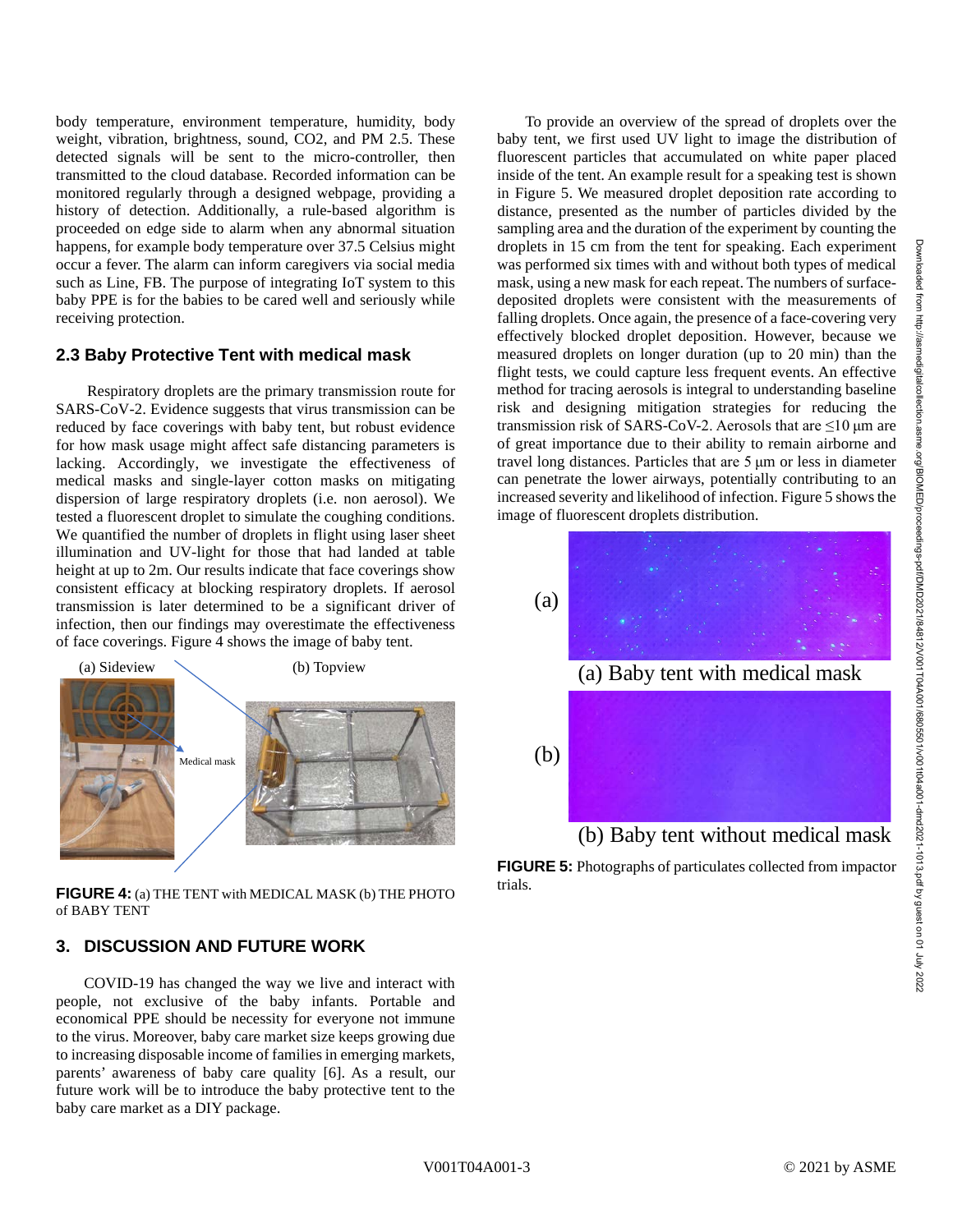body temperature, environment temperature, humidity, body weight, vibration, brightness, sound, CO2, and PM 2.5. These detected signals will be sent to the micro-controller, then transmitted to the cloud database. Recorded information can be monitored regularly through a designed webpage, providing a history of detection. Additionally, a rule-based algorithm is proceeded on edge side to alarm when any abnormal situation happens, for example body temperature over 37.5 Celsius might occur a fever. The alarm can inform caregivers via social media such as Line, FB. The purpose of integrating IoT system to this baby PPE is for the babies to be cared well and seriously while receiving protection.

### 2.3 Baby Protective Tent with medical mask

Respiratory droplets are the primary transmission route for SARS-CoV-2. Evidence suggests that virus transmission can be reduced by face coverings with baby tent, but robust evidence for how mask usage might affect safe distancing parameters is lacking. Accordingly, we investigate the effectiveness of medical masks and single-layer cotton masks on mitigating dispersion of large respiratory droplets (i.e. non aerosol). We tested a fluorescent droplet to simulate the coughing conditions. We quantified the number of droplets in flight using laser sheet illumination and UV-light for those that had landed at table height at up to 2m. Our results indicate that face coverings show consistent efficacy at blocking respiratory droplets. If aerosol transmission is later determined to be a significant driver of infection, then our findings may overestimate the effectiveness of face coverings. Figure 4 shows the image of baby tent.

(a) Sideview (b) Topview

Medical mask

**FIGURE 4:** (a) THE TENT with MEDICAL MASK (b) THE PHOTO of BABY TENT

## 3. DISCUSSION AND FUTURE WORK

COVID-19 has changed the way we live and interact with people, not exclusive of the baby infants. Portable and economical PPE should be necessity for everyone not immune to the virus. Moreover, baby care market size keeps growing due to increasing disposable income of families in emerging markets, parents' awareness of baby care quality [6]. As a result, our future work will be to introduce the baby protective tent to the baby care market as a DIY package.

To provide an overview of the spread of droplets over the baby tent, we first used UV light to image the distribution of fluorescent particles that accumulated on white paper placed inside of the tent. An example result for a speaking test is shown in Figure 5. We measured droplet deposition rate according to distance, presented as the number of particles divided by the sampling area and the duration of the experiment by counting the droplets in 15 cm from the tent for speaking. Each experiment was performed six times with and without both types of medical mask, using a new mask for each repeat. The numbers of surface-deposited droplets were consistent with the measurements of falling droplets. Once again, the presence of a face-covering very effectively blocked droplet deposition. However, because we measured droplets on longer duration (up to 20 min) than the flight tests, we could capture less frequent events. An effective method for tracing aerosols is integral to understanding baseline risk and designing mitigation strategies for reducing the transmission risk of SARS-CoV-2. Aerosols that are $\leq$10 μm are of great importance due to their ability to remain airborne and travel long distances. Particles that are 5 μm or less in diameter can penetrate the lower airways, potentially contributing to an increased severity and likelihood of infection. Figure 5 shows the image of fluorescent droplets distribution.

(a)

(a) Baby tent with medical mask

(b)

(b) Baby tent without medical mask

**FIGURE 5:** Photographs of particulates collected from impactor trials.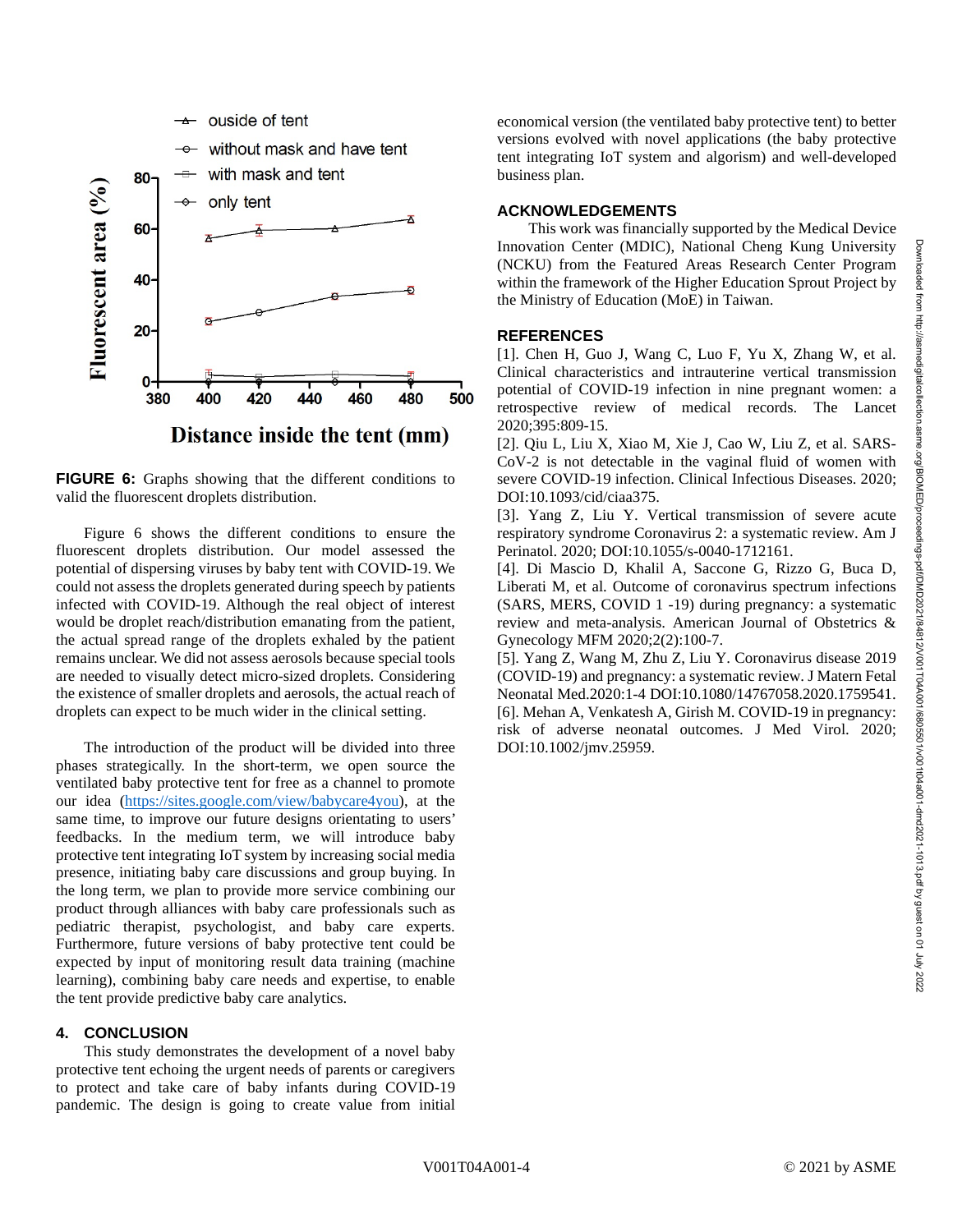ousidе of tent
without mask and have tent
with mask and tent
only tent

Fluorescent area (%)

80
60
40
20
0

380 400 420 440 460 480 500

Distance inside the tent (mm)

**FIGURE 6:** Graphs showing that the different conditions to valid the fluorescent droplets distribution.

Figure 6 shows the different conditions to ensure the fluorescent droplets distribution. Our model assessed the potential of dispersing viruses by baby tent with COVID-19. We could not assess the droplets generated during speech by patients infected with COVID-19. Although the real object of interest would be droplet reach/distribution emanating from the patient, the actual spread range of the droplets exhaled by the patient remains unclear. We did not assess aerosols because special tools are needed to visually detect micro-sized droplets. Considering the existence of smaller droplets and aerosols, the actual reach of droplets can expect to be much wider in the clinical setting.

The introduction of the product will be divided into three phases strategically. In the short-term, we open source the ventilated baby protective tent for free as a channel to promote our idea (https://sites.google.com/view/babycare4you), at the same time, to improve our future designs orientating to users' feedbacks. In the medium term, we will introduce baby protective tent integrating IoT system by increasing social media presence, initiating baby care discussions and group buying. In the long term, we plan to provide more service combining our product through alliances with baby care professionals such as pediatric therapist, psychologist, and baby care experts. Furthermore, future versions of baby protective tent could be expected by input of monitoring result data training (machine learning), combining baby care needs and expertise, to enable the tent provide predictive baby care analytics.

## 4. CONCLUSION

This study demonstrates the development of a novel baby protective tent echoing the urgent needs of parents or caregivers to protect and take care of baby infants during COVID-19 pandemic. The design is going to create value from initial economical version (the ventilated baby protective tent) to better versions evolved with novel applications (the baby protective tent integrating IoT system and algorism) and well-developed business plan.

## ACKNOWLEDGEMENTS

This work was financially supported by the Medical Device Innovation Center (MDIC), National Cheng Kung University (NCKU) from the Featured Areas Research Center Program within the framework of the Higher Education Sprout Project by the Ministry of Education (MoE) in Taiwan.

## REFERENCES

[1]. Chen H, Guo J, Wang C, Luo F, Yu X, Zhang W, et al. Clinical characteristics and intrauterine vertical transmission potential of COVID-19 infection in nine pregnant women: a retrospective review of medical records. The Lancet 2020;395:809-15.

[2]. Qiu L, Liu X, Xiao M, Xie J, Cao W, Liu Z, et al. SARS-CoV-2 is not detectable in the vaginal fluid of women with severe COVID-19 infection. Clinical Infectious Diseases. 2020; DOI:10.1093/cid/ciaa375.

[3]. Yang Z, Liu Y. Vertical transmission of severe acute respiratory syndrome Coronavirus 2: a systematic review. Am J Perinatol. 2020; DOI:10.1055/s-0040-1712161.

[4]. Di Mascio D, Khalil A, Saccone G, Rizzo G, Buca D, Liberati M, et al. Outcome of coronavirus spectrum infections (SARS, MERS, COVID 1 -19) during pregnancy: a systematic review and meta-analysis. American Journal of Obstetrics & Gynecology MFM 2020;2(2):100-7.

[5]. Yang Z, Wang M, Zhu Z, Liu Y. Coronavirus disease 2019 (COVID-19) and pregnancy: a systematic review. J Matern Fetal Neonatal Med.2020:1-4 DOI:10.1080/14767058.2020.1759541.

[6]. Mehan A, Venkatesh A, Girish M. COVID-19 in pregnancy: risk of adverse neonatal outcomes. J Med Virol. 2020; DOI:10.1002/jmv.25959.